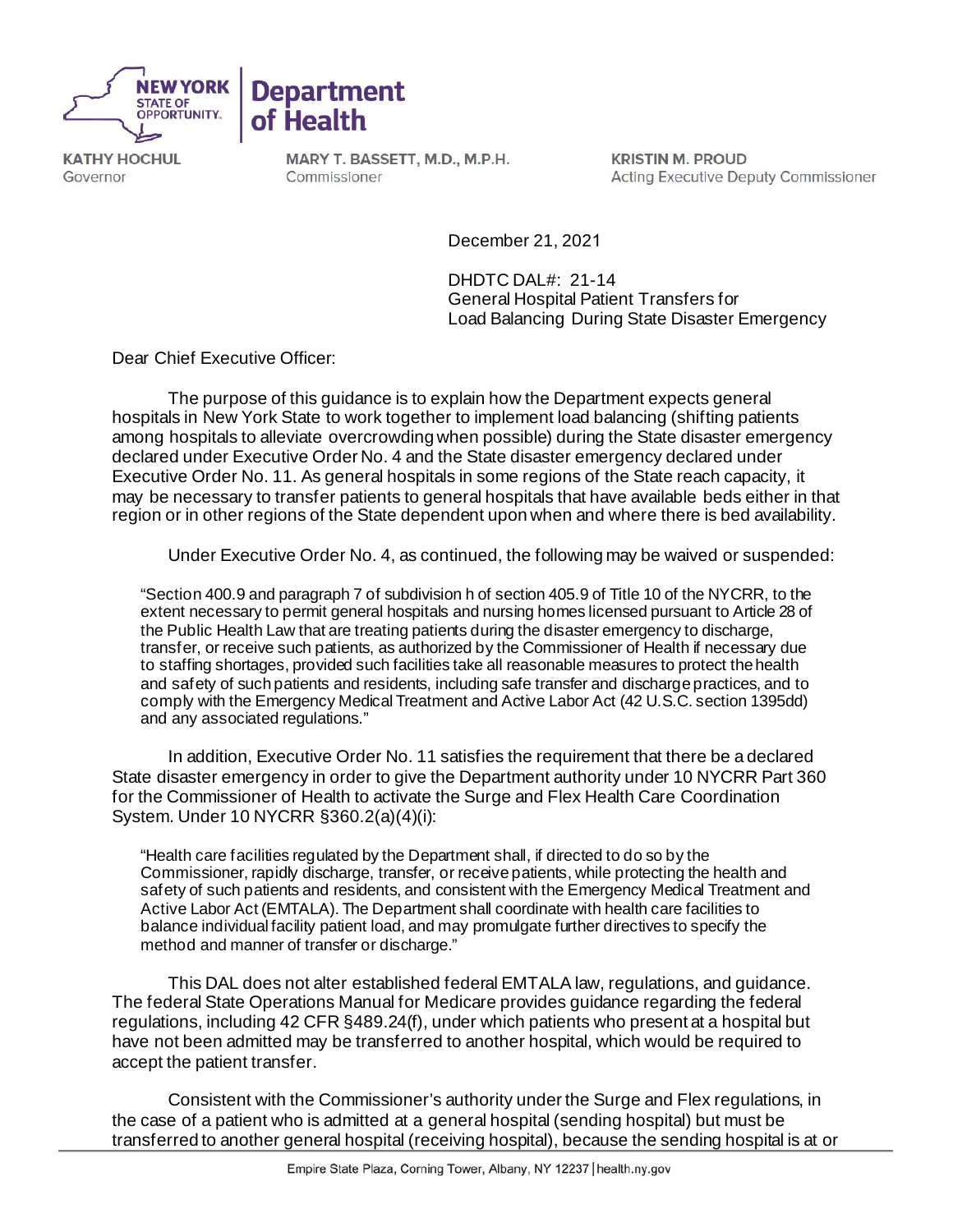**NEW YORK STATE OF OPPORTUNITY** | **Department of Health**

**KATHY HOCHUL**
Governor

**MARY T. BASSETT, M.D., M.P.H.**
Commissioner

**KRISTIN M. PROUD**
Acting Executive Deputy Commissioner

December 21, 2021

DHDTC DAL#: 21-14
General Hospital Patient Transfers for
Load Balancing During State Disaster Emergency

Dear Chief Executive Officer:

The purpose of this guidance is to explain how the Department expects general hospitals in New York State to work together to implement load balancing (shifting patients among hospitals to alleviate overcrowding when possible) during the State disaster emergency declared under Executive Order No. 4 and the State disaster emergency declared under Executive Order No. 11. As general hospitals in some regions of the State reach capacity, it may be necessary to transfer patients to general hospitals that have available beds either in that region or in other regions of the State dependent upon when and where there is bed availability.

Under Executive Order No. 4, as continued, the following may be waived or suspended:

> "Section 400.9 and paragraph 7 of subdivision h of section 405.9 of Title 10 of the NYCRR, to the extent necessary to permit general hospitals and nursing homes licensed pursuant to Article 28 of the Public Health Law that are treating patients during the disaster emergency to discharge, transfer, or receive such patients, as authorized by the Commissioner of Health if necessary due to staffing shortages, provided such facilities take all reasonable measures to protect the health and safety of such patients and residents, including safe transfer and discharge practices, and to comply with the Emergency Medical Treatment and Active Labor Act (42 U.S.C. section 1395dd) and any associated regulations."

In addition, Executive Order No. 11 satisfies the requirement that there be a declared State disaster emergency in order to give the Department authority under 10 NYCRR Part 360 for the Commissioner of Health to activate the Surge and Flex Health Care Coordination System. Under 10 NYCRR §360.2(a)(4)(i):

> "Health care facilities regulated by the Department shall, if directed to do so by the Commissioner, rapidly discharge, transfer, or receive patients, while protecting the health and safety of such patients and residents, and consistent with the Emergency Medical Treatment and Active Labor Act (EMTALA). The Department shall coordinate with health care facilities to balance individual facility patient load, and may promulgate further directives to specify the method and manner of transfer or discharge."

This DAL does not alter established federal EMTALA law, regulations, and guidance. The federal State Operations Manual for Medicare provides guidance regarding the federal regulations, including 42 CFR §489.24(f), under which patients who present at a hospital but have not been admitted may be transferred to another hospital, which would be required to accept the patient transfer.

Consistent with the Commissioner's authority under the Surge and Flex regulations, in the case of a patient who is admitted at a general hospital (sending hospital) but must be transferred to another general hospital (receiving hospital), because the sending hospital is at or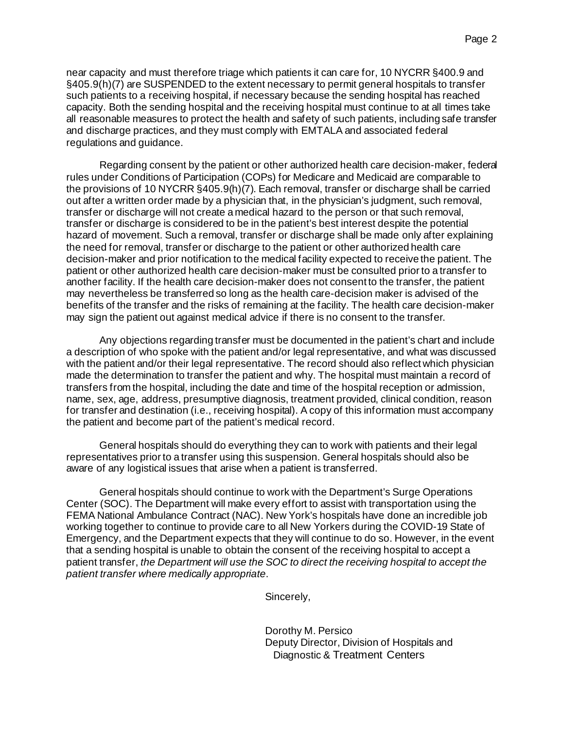near capacity and must therefore triage which patients it can care for, 10 NYCRR §400.9 and §405.9(h)(7) are SUSPENDED to the extent necessary to permit general hospitals to transfer such patients to a receiving hospital, if necessary because the sending hospital has reached capacity. Both the sending hospital and the receiving hospital must continue to at all times take all reasonable measures to protect the health and safety of such patients, including safe transfer and discharge practices, and they must comply with EMTALA and associated federal regulations and guidance.

Regarding consent by the patient or other authorized health care decision-maker, federal rules under Conditions of Participation (COPs) for Medicare and Medicaid are comparable to the provisions of 10 NYCRR §405.9(h)(7). Each removal, transfer or discharge shall be carried out after a written order made by a physician that, in the physician's judgment, such removal, transfer or discharge will not create a medical hazard to the person or that such removal, transfer or discharge is considered to be in the patient's best interest despite the potential hazard of movement. Such a removal, transfer or discharge shall be made only after explaining the need for removal, transfer or discharge to the patient or other authorized health care decision-maker and prior notification to the medical facility expected to receive the patient. The patient or other authorized health care decision-maker must be consulted prior to a transfer to another facility. If the health care decision-maker does not consent to the transfer, the patient may nevertheless be transferred so long as the health care-decision maker is advised of the benefits of the transfer and the risks of remaining at the facility. The health care decision-maker may sign the patient out against medical advice if there is no consent to the transfer.

Any objections regarding transfer must be documented in the patient's chart and include a description of who spoke with the patient and/or legal representative, and what was discussed with the patient and/or their legal representative. The record should also reflect which physician made the determination to transfer the patient and why. The hospital must maintain a record of transfers from the hospital, including the date and time of the hospital reception or admission, name, sex, age, address, presumptive diagnosis, treatment provided, clinical condition, reason for transfer and destination (i.e., receiving hospital). A copy of this information must accompany the patient and become part of the patient's medical record.

General hospitals should do everything they can to work with patients and their legal representatives prior to a transfer using this suspension. General hospitals should also be aware of any logistical issues that arise when a patient is transferred.

General hospitals should continue to work with the Department's Surge Operations Center (SOC). The Department will make every effort to assist with transportation using the FEMA National Ambulance Contract (NAC). New York's hospitals have done an incredible job working together to continue to provide care to all New Yorkers during the COVID-19 State of Emergency, and the Department expects that they will continue to do so. However, in the event that a sending hospital is unable to obtain the consent of the receiving hospital to accept a patient transfer, *the Department will use the SOC to direct the receiving hospital to accept the patient transfer where medically appropriate*.

Sincerely,

Dorothy M. Persico
Deputy Director, Division of Hospitals and Diagnostic & Treatment Centers